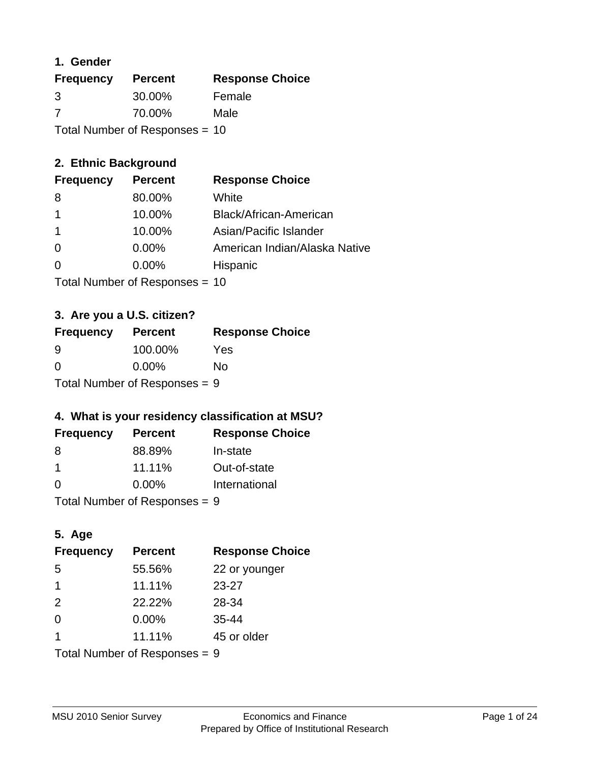## 1. Gender

| Frequency | Percent | Response Choice |
|---|---|---|
| 3 | 30.00% | Female |
| 7 | 70.00% | Male |

Total Number of Responses = 10

## 2. Ethnic Background

| Frequency | Percent | Response Choice |
|---|---|---|
| 8 | 80.00% | White |
| 1 | 10.00% | Black/African-American |
| 1 | 10.00% | Asian/Pacific Islander |
| 0 | 0.00% | American Indian/Alaska Native |
| 0 | 0.00% | Hispanic |

Total Number of Responses = 10

## 3. Are you a U.S. citizen?

| Frequency | Percent | Response Choice |
|---|---|---|
| 9 | 100.00% | Yes |
| 0 | 0.00% | No |

Total Number of Responses = 9

## 4. What is your residency classification at MSU?

| Frequency | Percent | Response Choice |
|---|---|---|
| 8 | 88.89% | In-state |
| 1 | 11.11% | Out-of-state |
| 0 | 0.00% | International |

Total Number of Responses = 9

## 5. Age

| Frequency | Percent | Response Choice |
|---|---|---|
| 5 | 55.56% | 22 or younger |
| 1 | 11.11% | 23-27 |
| 2 | 22.22% | 28-34 |
| 0 | 0.00% | 35-44 |
| 1 | 11.11% | 45 or older |

Total Number of Responses = 9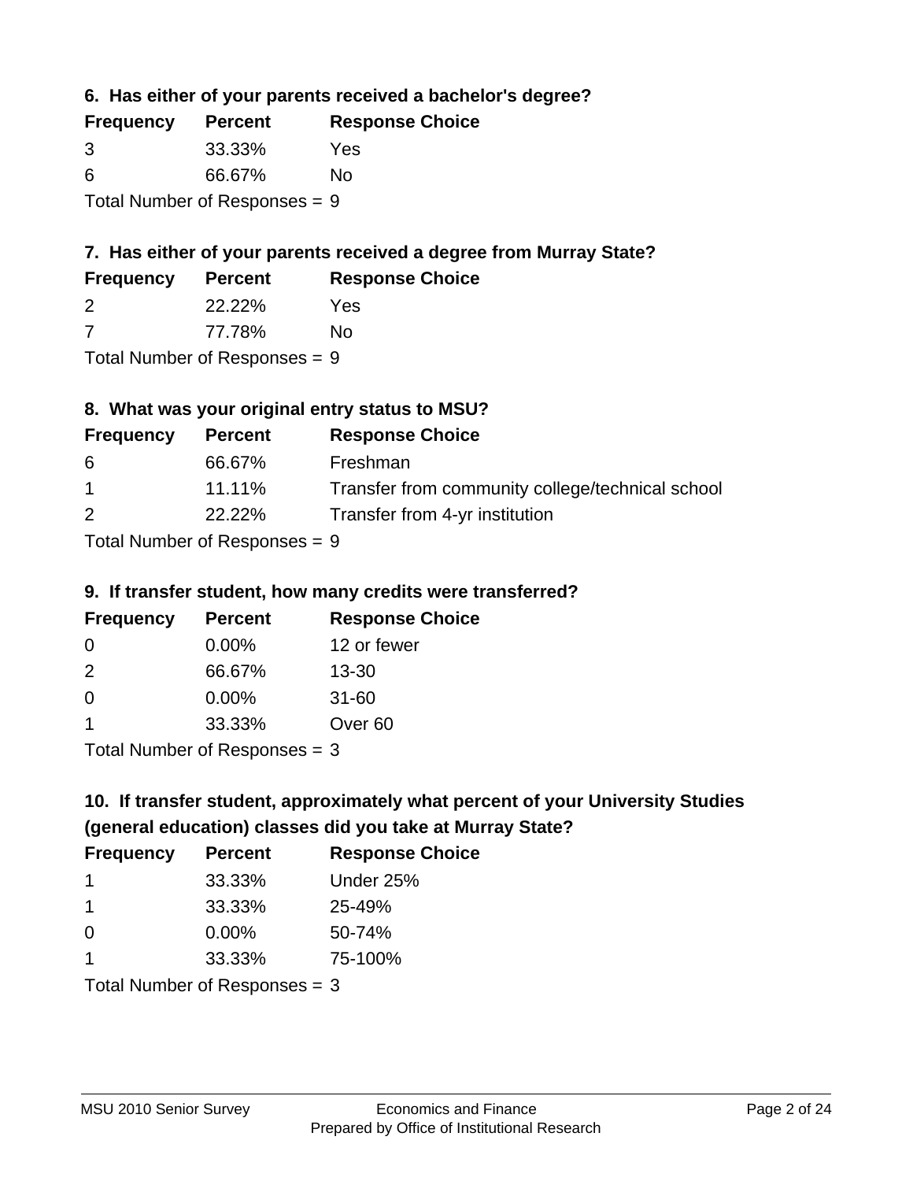### 6. Has either of your parents received a bachelor's degree?

| Frequency | Percent | Response Choice |
| --- | --- | --- |
| 3 | 33.33% | Yes |
| 6 | 66.67% | No |

Total Number of Responses = 9

### 7. Has either of your parents received a degree from Murray State?

| Frequency | Percent | Response Choice |
| --- | --- | --- |
| 2 | 22.22% | Yes |
| 7 | 77.78% | No |

Total Number of Responses = 9

### 8. What was your original entry status to MSU?

| Frequency | Percent | Response Choice |
| --- | --- | --- |
| 6 | 66.67% | Freshman |
| 1 | 11.11% | Transfer from community college/technical school |
| 2 | 22.22% | Transfer from 4-yr institution |

Total Number of Responses = 9

### 9. If transfer student, how many credits were transferred?

| Frequency | Percent | Response Choice |
| --- | --- | --- |
| 0 | 0.00% | 12 or fewer |
| 2 | 66.67% | 13-30 |
| 0 | 0.00% | 31-60 |
| 1 | 33.33% | Over 60 |

Total Number of Responses = 3

### 10. If transfer student, approximately what percent of your University Studies (general education) classes did you take at Murray State?

| Frequency | Percent | Response Choice |
| --- | --- | --- |
| 1 | 33.33% | Under 25% |
| 1 | 33.33% | 25-49% |
| 0 | 0.00% | 50-74% |
| 1 | 33.33% | 75-100% |

Total Number of Responses = 3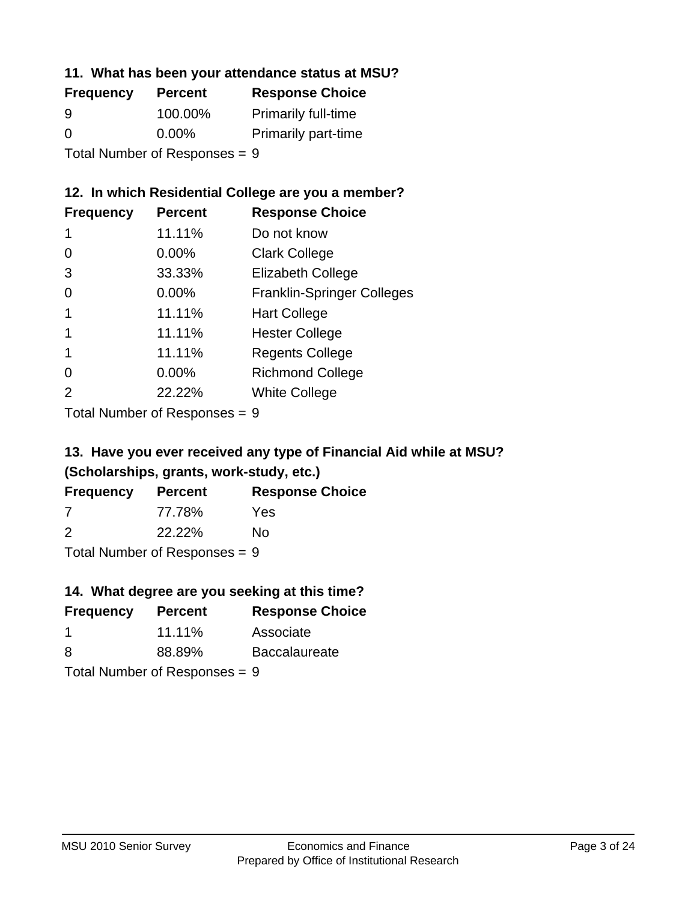### 11. What has been your attendance status at MSU?

| Frequency | Percent | Response Choice |
|---|---|---|
| 9 | 100.00% | Primarily full-time |
| 0 | 0.00% | Primarily part-time |

Total Number of Responses = 9

### 12. In which Residential College are you a member?

| Frequency | Percent | Response Choice |
|---|---|---|
| 1 | 11.11% | Do not know |
| 0 | 0.00% | Clark College |
| 3 | 33.33% | Elizabeth College |
| 0 | 0.00% | Franklin-Springer Colleges |
| 1 | 11.11% | Hart College |
| 1 | 11.11% | Hester College |
| 1 | 11.11% | Regents College |
| 0 | 0.00% | Richmond College |
| 2 | 22.22% | White College |

Total Number of Responses = 9

### 13. Have you ever received any type of Financial Aid while at MSU? (Scholarships, grants, work-study, etc.)

| Frequency | Percent | Response Choice |
|---|---|---|
| 7 | 77.78% | Yes |
| 2 | 22.22% | No |

Total Number of Responses = 9

### 14. What degree are you seeking at this time?

| Frequency | Percent | Response Choice |
|---|---|---|
| 1 | 11.11% | Associate |
| 8 | 88.89% | Baccalaureate |

Total Number of Responses = 9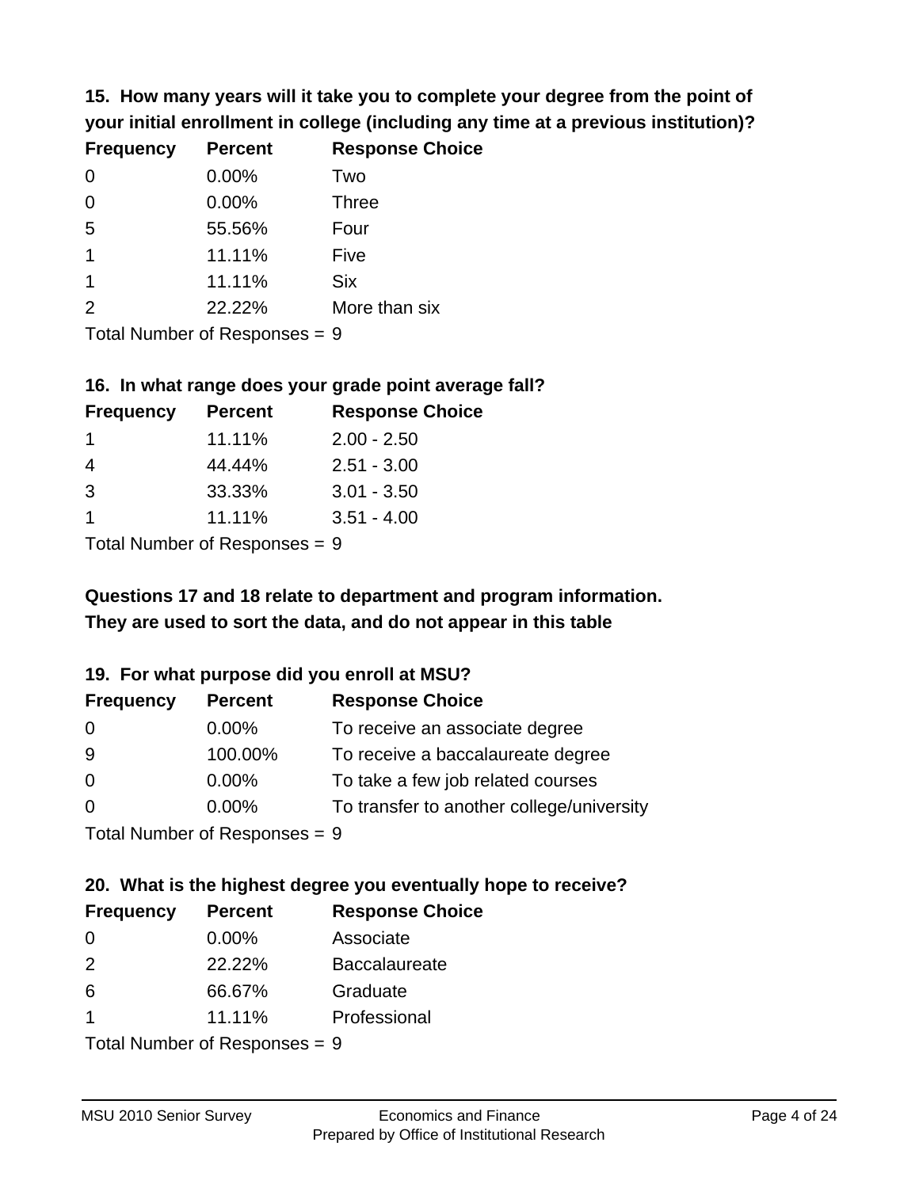### 15. How many years will it take you to complete your degree from the point of your initial enrollment in college (including any time at a previous institution)?

| Frequency | Percent | Response Choice |
| --- | --- | --- |
| 0 | 0.00% | Two |
| 0 | 0.00% | Three |
| 5 | 55.56% | Four |
| 1 | 11.11% | Five |
| 1 | 11.11% | Six |
| 2 | 22.22% | More than six |

Total Number of Responses = 9

### 16. In what range does your grade point average fall?

| Frequency | Percent | Response Choice |
| --- | --- | --- |
| 1 | 11.11% | 2.00 - 2.50 |
| 4 | 44.44% | 2.51 - 3.00 |
| 3 | 33.33% | 3.01 - 3.50 |
| 1 | 11.11% | 3.51 - 4.00 |

Total Number of Responses = 9

**Questions 17 and 18 relate to department and program information. They are used to sort the data, and do not appear in this table**

### 19. For what purpose did you enroll at MSU?

| Frequency | Percent | Response Choice |
| --- | --- | --- |
| 0 | 0.00% | To receive an associate degree |
| 9 | 100.00% | To receive a baccalaureate degree |
| 0 | 0.00% | To take a few job related courses |
| 0 | 0.00% | To transfer to another college/university |

Total Number of Responses = 9

### 20. What is the highest degree you eventually hope to receive?

| Frequency | Percent | Response Choice |
| --- | --- | --- |
| 0 | 0.00% | Associate |
| 2 | 22.22% | Baccalaureate |
| 6 | 66.67% | Graduate |
| 1 | 11.11% | Professional |

Total Number of Responses = 9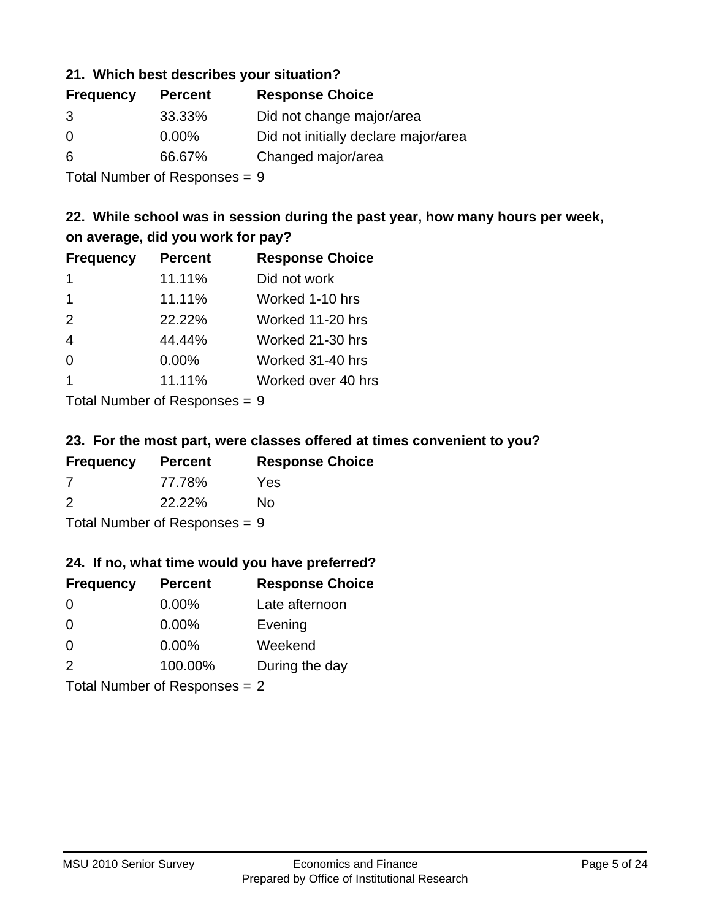### 21. Which best describes your situation?

| Frequency | Percent | Response Choice |
| --- | --- | --- |
| 3 | 33.33% | Did not change major/area |
| 0 | 0.00% | Did not initially declare major/area |
| 6 | 66.67% | Changed major/area |

Total Number of Responses = 9

### 22. While school was in session during the past year, how many hours per week, on average, did you work for pay?

| Frequency | Percent | Response Choice |
| --- | --- | --- |
| 1 | 11.11% | Did not work |
| 1 | 11.11% | Worked 1-10 hrs |
| 2 | 22.22% | Worked 11-20 hrs |
| 4 | 44.44% | Worked 21-30 hrs |
| 0 | 0.00% | Worked 31-40 hrs |
| 1 | 11.11% | Worked over 40 hrs |

Total Number of Responses = 9

### 23. For the most part, were classes offered at times convenient to you?

| Frequency | Percent | Response Choice |
| --- | --- | --- |
| 7 | 77.78% | Yes |
| 2 | 22.22% | No |

Total Number of Responses = 9

### 24. If no, what time would you have preferred?

| Frequency | Percent | Response Choice |
| --- | --- | --- |
| 0 | 0.00% | Late afternoon |
| 0 | 0.00% | Evening |
| 0 | 0.00% | Weekend |
| 2 | 100.00% | During the day |

Total Number of Responses = 2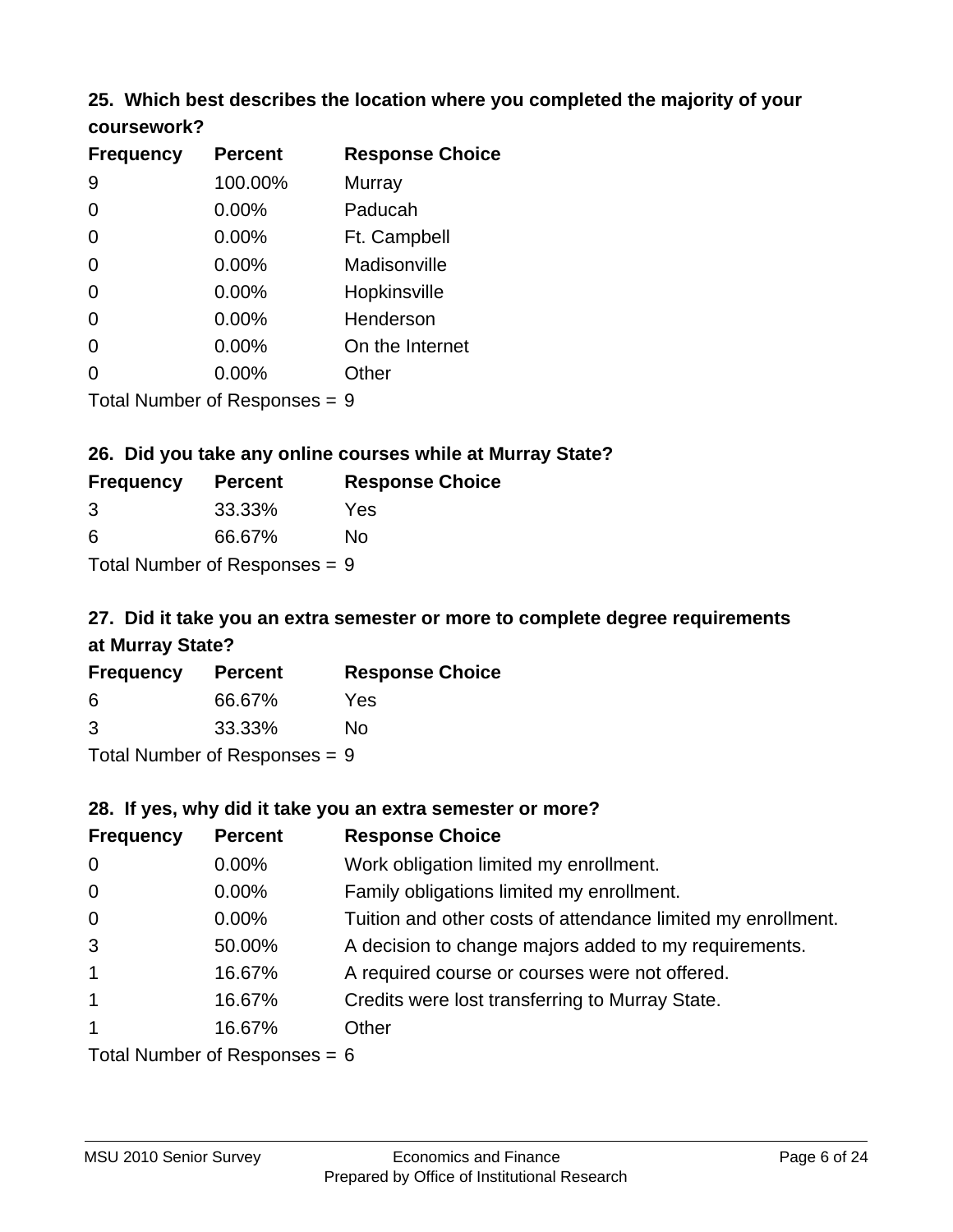### 25. Which best describes the location where you completed the majority of your coursework?

| Frequency | Percent | Response Choice |
|---|---|---|
| 9 | 100.00% | Murray |
| 0 | 0.00% | Paducah |
| 0 | 0.00% | Ft. Campbell |
| 0 | 0.00% | Madisonville |
| 0 | 0.00% | Hopkinsville |
| 0 | 0.00% | Henderson |
| 0 | 0.00% | On the Internet |
| 0 | 0.00% | Other |

Total Number of Responses = 9

### 26. Did you take any online courses while at Murray State?

| Frequency | Percent | Response Choice |
|---|---|---|
| 3 | 33.33% | Yes |
| 6 | 66.67% | No |

Total Number of Responses = 9

### 27. Did it take you an extra semester or more to complete degree requirements at Murray State?

| Frequency | Percent | Response Choice |
|---|---|---|
| 6 | 66.67% | Yes |
| 3 | 33.33% | No |

Total Number of Responses = 9

### 28. If yes, why did it take you an extra semester or more?

| Frequency | Percent | Response Choice |
|---|---|---|
| 0 | 0.00% | Work obligation limited my enrollment. |
| 0 | 0.00% | Family obligations limited my enrollment. |
| 0 | 0.00% | Tuition and other costs of attendance limited my enrollment. |
| 3 | 50.00% | A decision to change majors added to my requirements. |
| 1 | 16.67% | A required course or courses were not offered. |
| 1 | 16.67% | Credits were lost transferring to Murray State. |
| 1 | 16.67% | Other |

Total Number of Responses = 6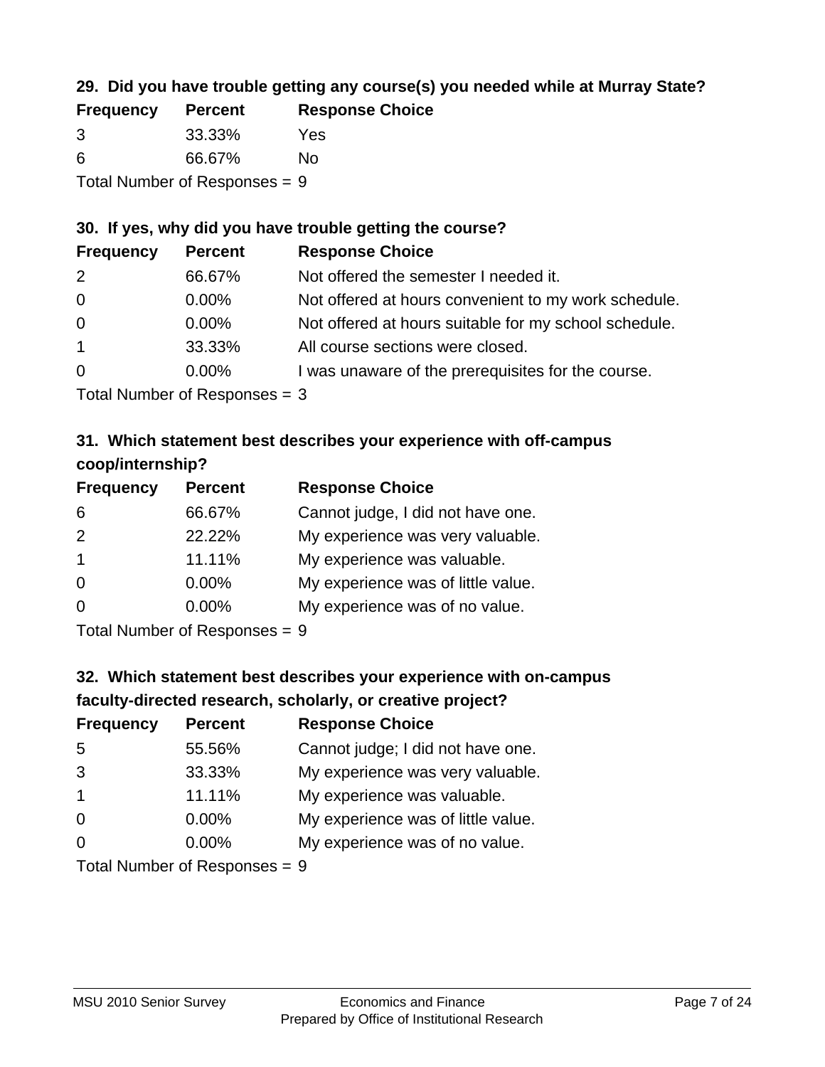### 29. Did you have trouble getting any course(s) you needed while at Murray State?

| Frequency | Percent | Response Choice |
|---|---|---|
| 3 | 33.33% | Yes |
| 6 | 66.67% | No |

Total Number of Responses = 9

### 30. If yes, why did you have trouble getting the course?

| Frequency | Percent | Response Choice |
|---|---|---|
| 2 | 66.67% | Not offered the semester I needed it. |
| 0 | 0.00% | Not offered at hours convenient to my work schedule. |
| 0 | 0.00% | Not offered at hours suitable for my school schedule. |
| 1 | 33.33% | All course sections were closed. |
| 0 | 0.00% | I was unaware of the prerequisites for the course. |

Total Number of Responses = 3

### 31. Which statement best describes your experience with off-campus coop/internship?

| Frequency | Percent | Response Choice |
|---|---|---|
| 6 | 66.67% | Cannot judge, I did not have one. |
| 2 | 22.22% | My experience was very valuable. |
| 1 | 11.11% | My experience was valuable. |
| 0 | 0.00% | My experience was of little value. |
| 0 | 0.00% | My experience was of no value. |

Total Number of Responses = 9

### 32. Which statement best describes your experience with on-campus faculty-directed research, scholarly, or creative project?

| Frequency | Percent | Response Choice |
|---|---|---|
| 5 | 55.56% | Cannot judge; I did not have one. |
| 3 | 33.33% | My experience was very valuable. |
| 1 | 11.11% | My experience was valuable. |
| 0 | 0.00% | My experience was of little value. |
| 0 | 0.00% | My experience was of no value. |

Total Number of Responses = 9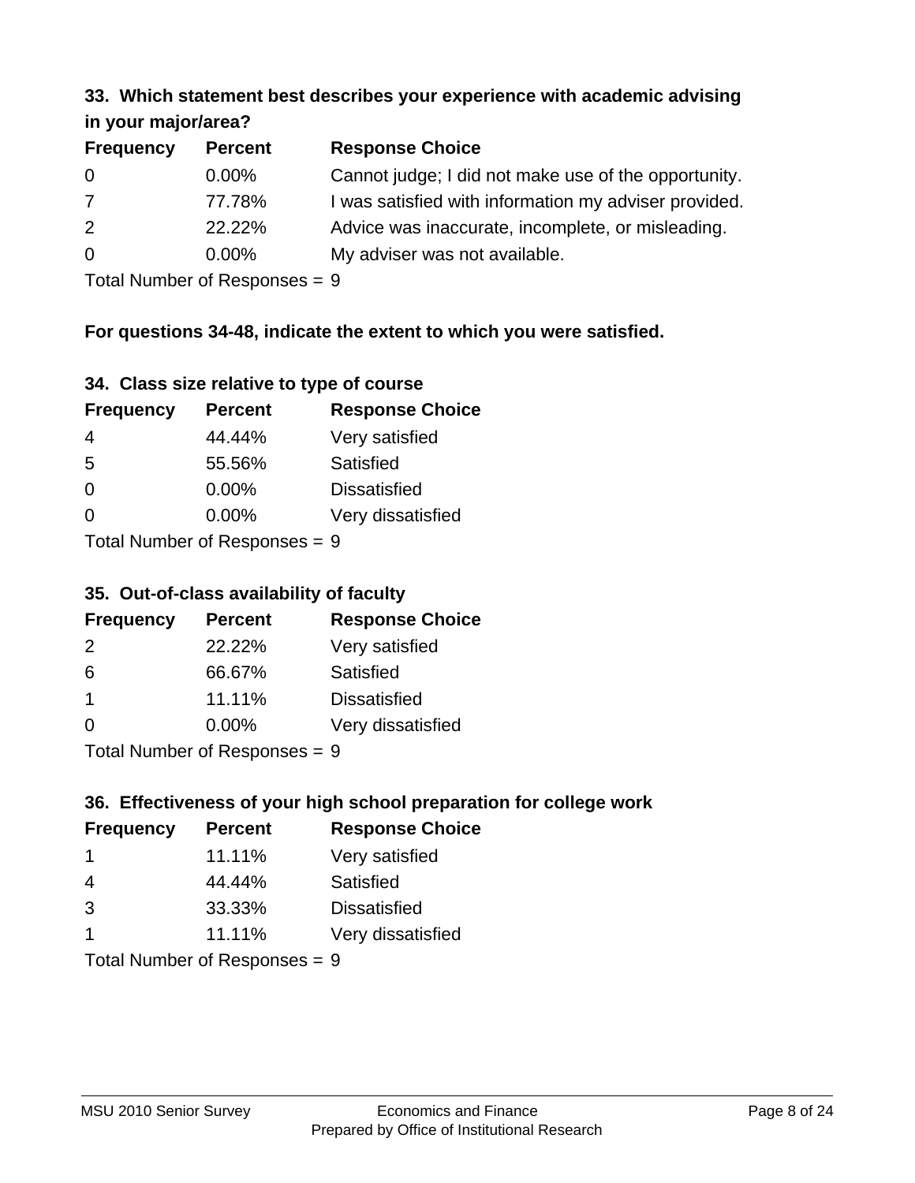### 33. Which statement best describes your experience with academic advising in your major/area?

| Frequency | Percent | Response Choice |
| --- | --- | --- |
| 0 | 0.00% | Cannot judge; I did not make use of the opportunity. |
| 7 | 77.78% | I was satisfied with information my adviser provided. |
| 2 | 22.22% | Advice was inaccurate, incomplete, or misleading. |
| 0 | 0.00% | My adviser was not available. |

Total Number of Responses = 9

**For questions 34-48, indicate the extent to which you were satisfied.**

### 34. Class size relative to type of course

| Frequency | Percent | Response Choice |
| --- | --- | --- |
| 4 | 44.44% | Very satisfied |
| 5 | 55.56% | Satisfied |
| 0 | 0.00% | Dissatisfied |
| 0 | 0.00% | Very dissatisfied |

Total Number of Responses = 9

### 35. Out-of-class availability of faculty

| Frequency | Percent | Response Choice |
| --- | --- | --- |
| 2 | 22.22% | Very satisfied |
| 6 | 66.67% | Satisfied |
| 1 | 11.11% | Dissatisfied |
| 0 | 0.00% | Very dissatisfied |

Total Number of Responses = 9

### 36. Effectiveness of your high school preparation for college work

| Frequency | Percent | Response Choice |
| --- | --- | --- |
| 1 | 11.11% | Very satisfied |
| 4 | 44.44% | Satisfied |
| 3 | 33.33% | Dissatisfied |
| 1 | 11.11% | Very dissatisfied |

Total Number of Responses = 9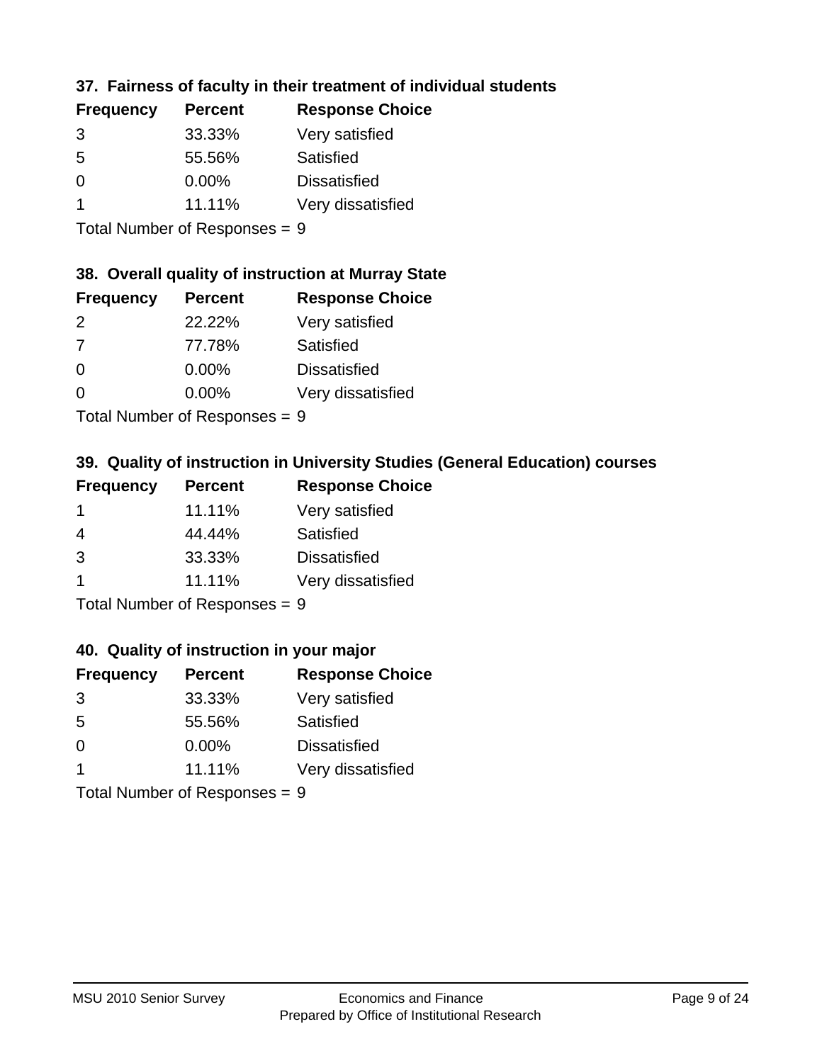### 37. Fairness of faculty in their treatment of individual students

| Frequency | Percent | Response Choice |
|---|---|---|
| 3 | 33.33% | Very satisfied |
| 5 | 55.56% | Satisfied |
| 0 | 0.00% | Dissatisfied |
| 1 | 11.11% | Very dissatisfied |

Total Number of Responses = 9

### 38. Overall quality of instruction at Murray State

| Frequency | Percent | Response Choice |
|---|---|---|
| 2 | 22.22% | Very satisfied |
| 7 | 77.78% | Satisfied |
| 0 | 0.00% | Dissatisfied |
| 0 | 0.00% | Very dissatisfied |

Total Number of Responses = 9

### 39. Quality of instruction in University Studies (General Education) courses

| Frequency | Percent | Response Choice |
|---|---|---|
| 1 | 11.11% | Very satisfied |
| 4 | 44.44% | Satisfied |
| 3 | 33.33% | Dissatisfied |
| 1 | 11.11% | Very dissatisfied |

Total Number of Responses = 9

### 40. Quality of instruction in your major

| Frequency | Percent | Response Choice |
|---|---|---|
| 3 | 33.33% | Very satisfied |
| 5 | 55.56% | Satisfied |
| 0 | 0.00% | Dissatisfied |
| 1 | 11.11% | Very dissatisfied |

Total Number of Responses = 9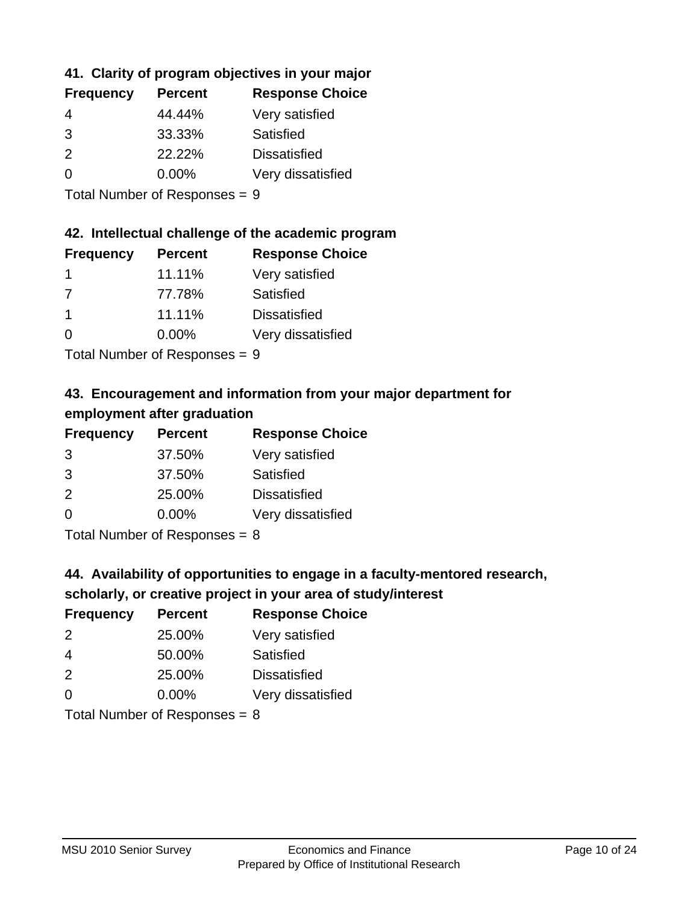### 41. Clarity of program objectives in your major

| Frequency | Percent | Response Choice |
|---|---|---|
| 4 | 44.44% | Very satisfied |
| 3 | 33.33% | Satisfied |
| 2 | 22.22% | Dissatisfied |
| 0 | 0.00% | Very dissatisfied |

Total Number of Responses = 9

### 42. Intellectual challenge of the academic program

| Frequency | Percent | Response Choice |
|---|---|---|
| 1 | 11.11% | Very satisfied |
| 7 | 77.78% | Satisfied |
| 1 | 11.11% | Dissatisfied |
| 0 | 0.00% | Very dissatisfied |

Total Number of Responses = 9

### 43. Encouragement and information from your major department for employment after graduation

| Frequency | Percent | Response Choice |
|---|---|---|
| 3 | 37.50% | Very satisfied |
| 3 | 37.50% | Satisfied |
| 2 | 25.00% | Dissatisfied |
| 0 | 0.00% | Very dissatisfied |

Total Number of Responses = 8

### 44. Availability of opportunities to engage in a faculty-mentored research, scholarly, or creative project in your area of study/interest

| Frequency | Percent | Response Choice |
|---|---|---|
| 2 | 25.00% | Very satisfied |
| 4 | 50.00% | Satisfied |
| 2 | 25.00% | Dissatisfied |
| 0 | 0.00% | Very dissatisfied |

Total Number of Responses = 8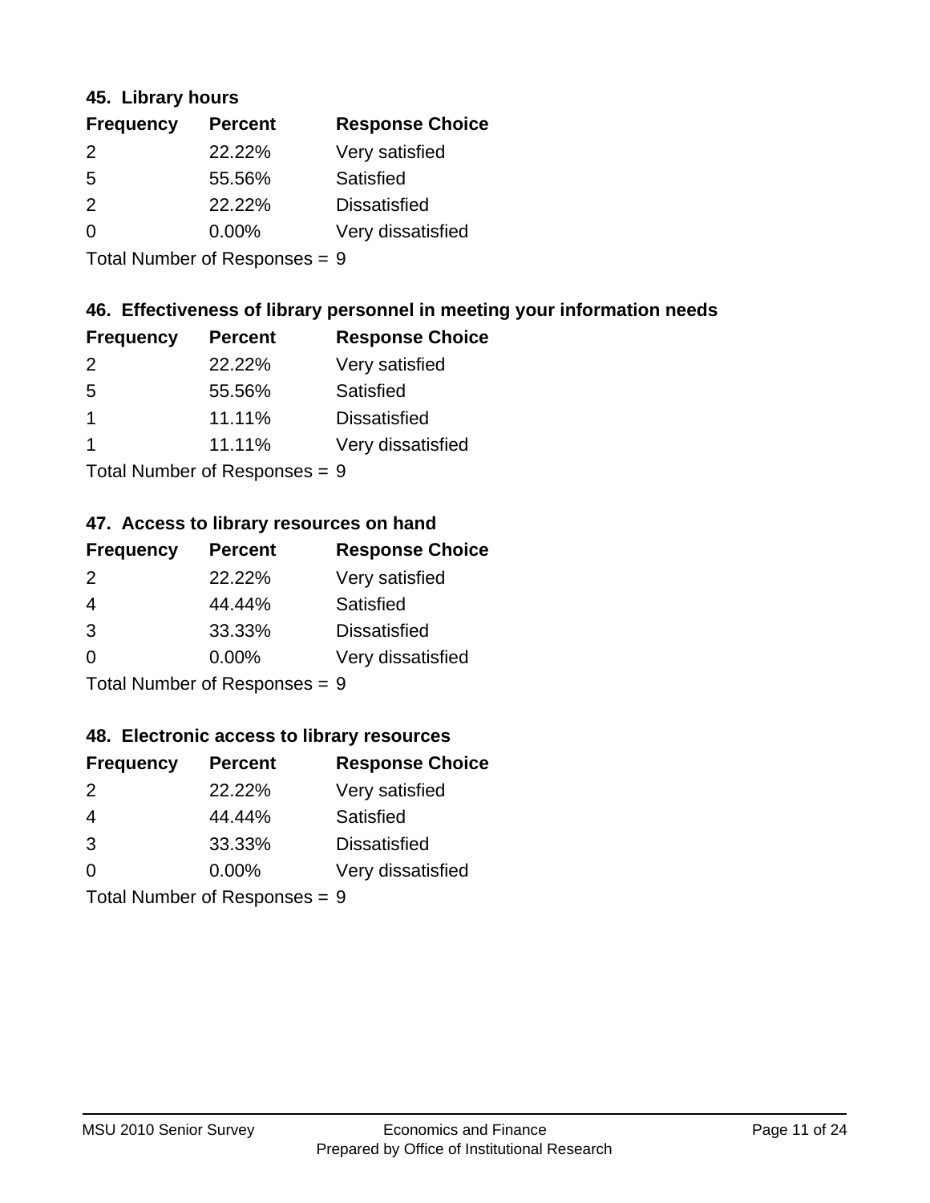### 45. Library hours

| Frequency | Percent | Response Choice |
|---|---|---|
| 2 | 22.22% | Very satisfied |
| 5 | 55.56% | Satisfied |
| 2 | 22.22% | Dissatisfied |
| 0 | 0.00% | Very dissatisfied |

Total Number of Responses = 9

### 46. Effectiveness of library personnel in meeting your information needs

| Frequency | Percent | Response Choice |
|---|---|---|
| 2 | 22.22% | Very satisfied |
| 5 | 55.56% | Satisfied |
| 1 | 11.11% | Dissatisfied |
| 1 | 11.11% | Very dissatisfied |

Total Number of Responses = 9

### 47. Access to library resources on hand

| Frequency | Percent | Response Choice |
|---|---|---|
| 2 | 22.22% | Very satisfied |
| 4 | 44.44% | Satisfied |
| 3 | 33.33% | Dissatisfied |
| 0 | 0.00% | Very dissatisfied |

Total Number of Responses = 9

### 48. Electronic access to library resources

| Frequency | Percent | Response Choice |
|---|---|---|
| 2 | 22.22% | Very satisfied |
| 4 | 44.44% | Satisfied |
| 3 | 33.33% | Dissatisfied |
| 0 | 0.00% | Very dissatisfied |

Total Number of Responses = 9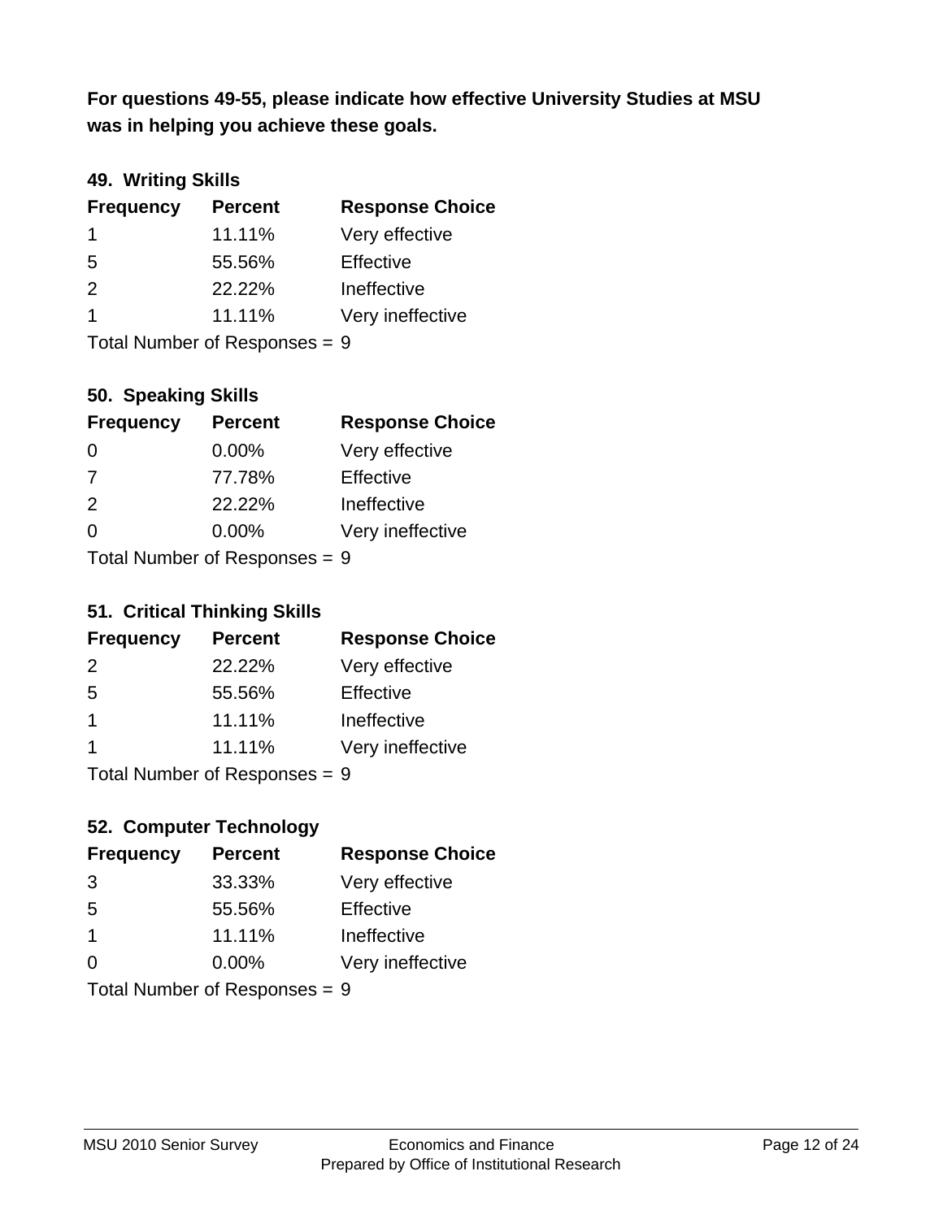**For questions 49-55, please indicate how effective University Studies at MSU was in helping you achieve these goals.**

### 49. Writing Skills

| Frequency | Percent | Response Choice |
|---|---|---|
| 1 | 11.11% | Very effective |
| 5 | 55.56% | Effective |
| 2 | 22.22% | Ineffective |
| 1 | 11.11% | Very ineffective |

Total Number of Responses = 9

### 50. Speaking Skills

| Frequency | Percent | Response Choice |
|---|---|---|
| 0 | 0.00% | Very effective |
| 7 | 77.78% | Effective |
| 2 | 22.22% | Ineffective |
| 0 | 0.00% | Very ineffective |

Total Number of Responses = 9

### 51. Critical Thinking Skills

| Frequency | Percent | Response Choice |
|---|---|---|
| 2 | 22.22% | Very effective |
| 5 | 55.56% | Effective |
| 1 | 11.11% | Ineffective |
| 1 | 11.11% | Very ineffective |

Total Number of Responses = 9

### 52. Computer Technology

| Frequency | Percent | Response Choice |
|---|---|---|
| 3 | 33.33% | Very effective |
| 5 | 55.56% | Effective |
| 1 | 11.11% | Ineffective |
| 0 | 0.00% | Very ineffective |

Total Number of Responses = 9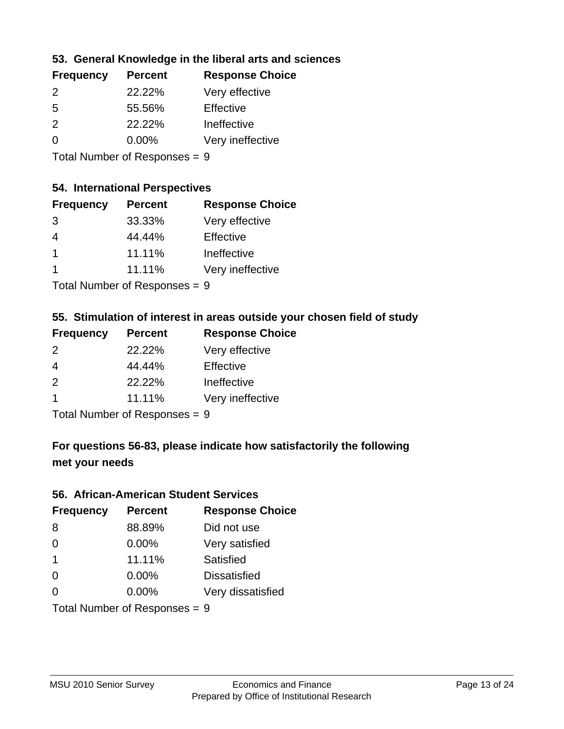### 53. General Knowledge in the liberal arts and sciences

| Frequency | Percent | Response Choice |
|---|---|---|
| 2 | 22.22% | Very effective |
| 5 | 55.56% | Effective |
| 2 | 22.22% | Ineffective |
| 0 | 0.00% | Very ineffective |

Total Number of Responses = 9

### 54. International Perspectives

| Frequency | Percent | Response Choice |
|---|---|---|
| 3 | 33.33% | Very effective |
| 4 | 44.44% | Effective |
| 1 | 11.11% | Ineffective |
| 1 | 11.11% | Very ineffective |

Total Number of Responses = 9

### 55. Stimulation of interest in areas outside your chosen field of study

| Frequency | Percent | Response Choice |
|---|---|---|
| 2 | 22.22% | Very effective |
| 4 | 44.44% | Effective |
| 2 | 22.22% | Ineffective |
| 1 | 11.11% | Very ineffective |

Total Number of Responses = 9

## For questions 56-83, please indicate how satisfactorily the following met your needs

### 56. African-American Student Services

| Frequency | Percent | Response Choice |
|---|---|---|
| 8 | 88.89% | Did not use |
| 0 | 0.00% | Very satisfied |
| 1 | 11.11% | Satisfied |
| 0 | 0.00% | Dissatisfied |
| 0 | 0.00% | Very dissatisfied |

Total Number of Responses = 9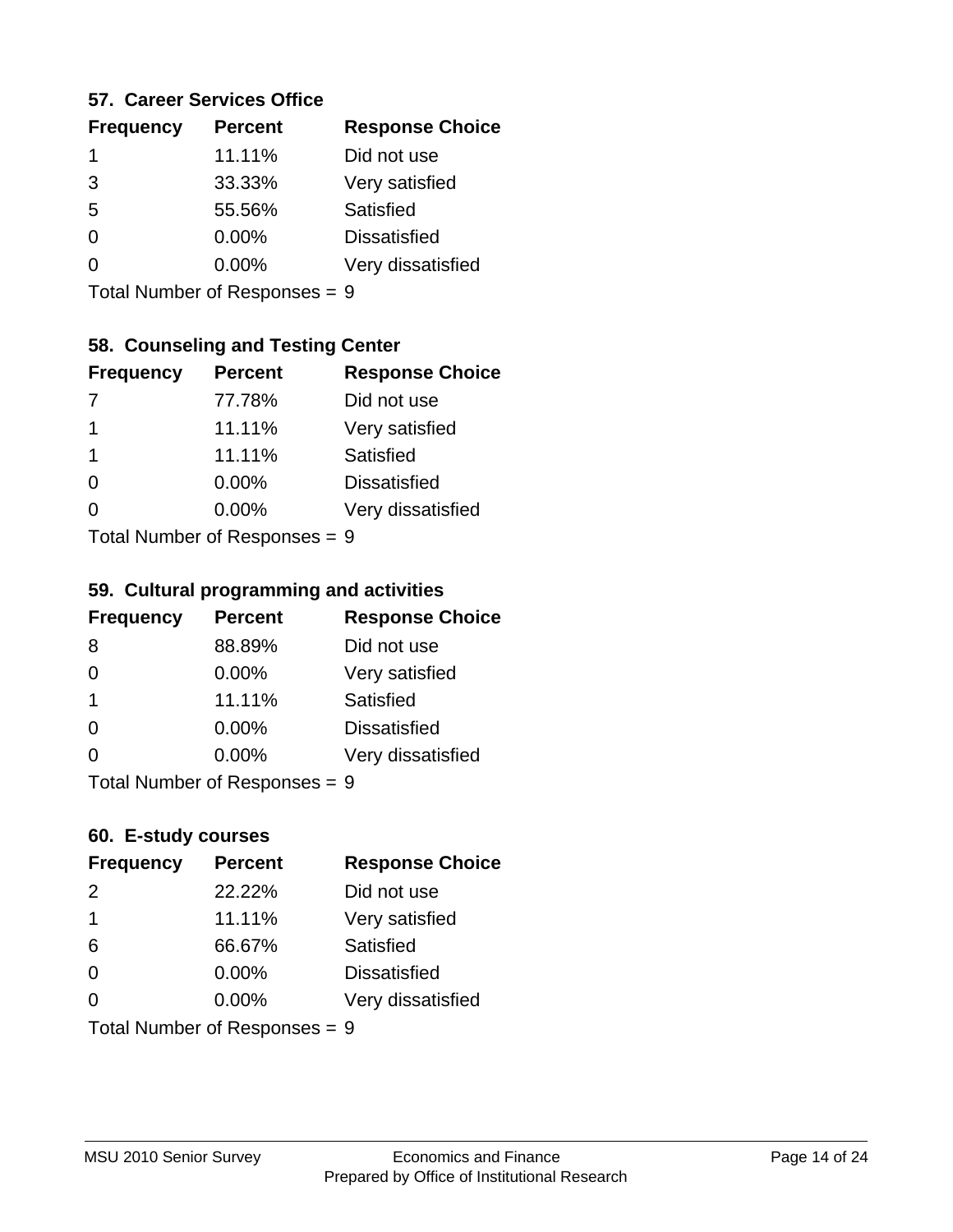### 57. Career Services Office

| Frequency | Percent | Response Choice |
|---|---|---|
| 1 | 11.11% | Did not use |
| 3 | 33.33% | Very satisfied |
| 5 | 55.56% | Satisfied |
| 0 | 0.00% | Dissatisfied |
| 0 | 0.00% | Very dissatisfied |

Total Number of Responses = 9

### 58. Counseling and Testing Center

| Frequency | Percent | Response Choice |
|---|---|---|
| 7 | 77.78% | Did not use |
| 1 | 11.11% | Very satisfied |
| 1 | 11.11% | Satisfied |
| 0 | 0.00% | Dissatisfied |
| 0 | 0.00% | Very dissatisfied |

Total Number of Responses = 9

### 59. Cultural programming and activities

| Frequency | Percent | Response Choice |
|---|---|---|
| 8 | 88.89% | Did not use |
| 0 | 0.00% | Very satisfied |
| 1 | 11.11% | Satisfied |
| 0 | 0.00% | Dissatisfied |
| 0 | 0.00% | Very dissatisfied |

Total Number of Responses = 9

### 60. E-study courses

| Frequency | Percent | Response Choice |
|---|---|---|
| 2 | 22.22% | Did not use |
| 1 | 11.11% | Very satisfied |
| 6 | 66.67% | Satisfied |
| 0 | 0.00% | Dissatisfied |
| 0 | 0.00% | Very dissatisfied |

Total Number of Responses = 9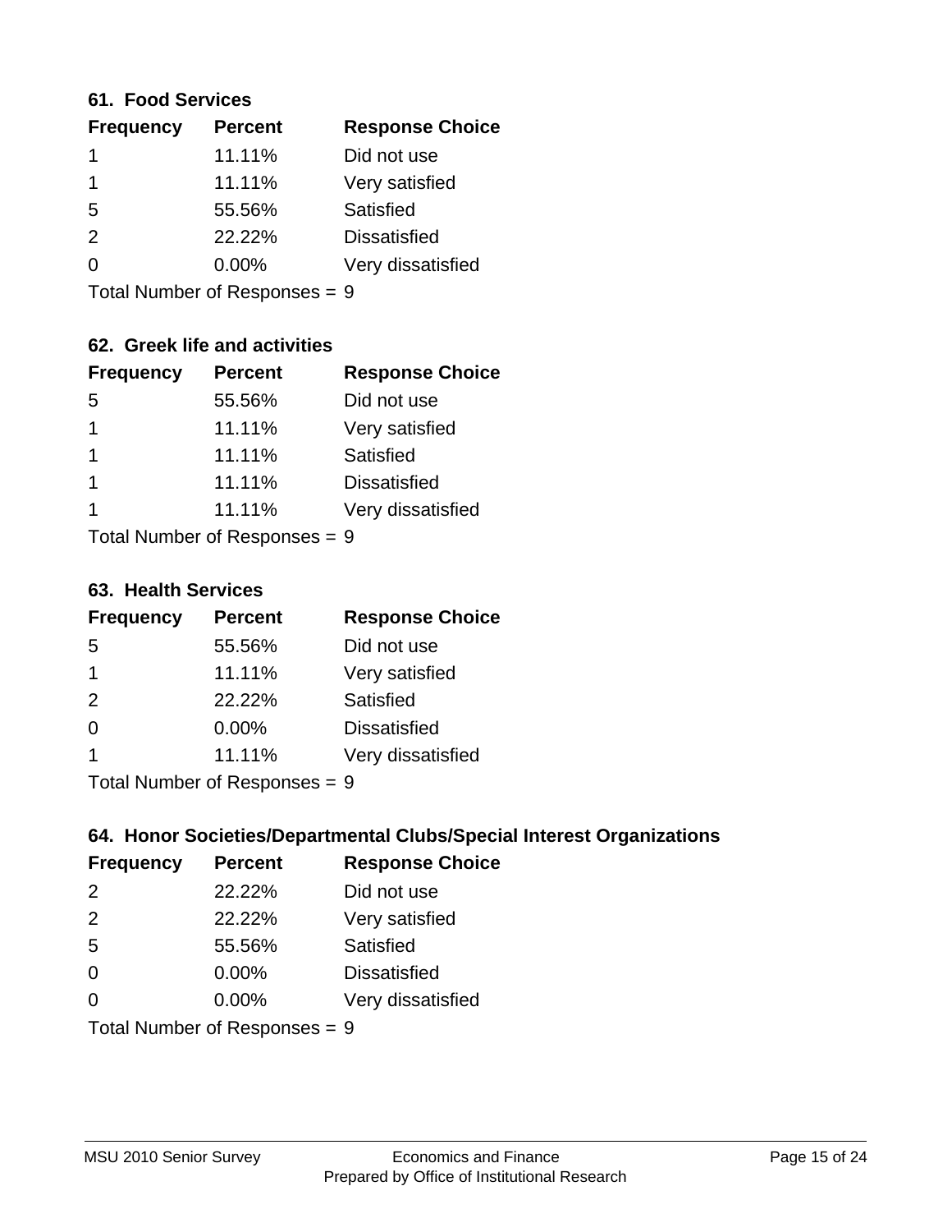### 61. Food Services

| Frequency | Percent | Response Choice |
|---|---|---|
| 1 | 11.11% | Did not use |
| 1 | 11.11% | Very satisfied |
| 5 | 55.56% | Satisfied |
| 2 | 22.22% | Dissatisfied |
| 0 | 0.00% | Very dissatisfied |

Total Number of Responses = 9

### 62. Greek life and activities

| Frequency | Percent | Response Choice |
|---|---|---|
| 5 | 55.56% | Did not use |
| 1 | 11.11% | Very satisfied |
| 1 | 11.11% | Satisfied |
| 1 | 11.11% | Dissatisfied |
| 1 | 11.11% | Very dissatisfied |

Total Number of Responses = 9

### 63. Health Services

| Frequency | Percent | Response Choice |
|---|---|---|
| 5 | 55.56% | Did not use |
| 1 | 11.11% | Very satisfied |
| 2 | 22.22% | Satisfied |
| 0 | 0.00% | Dissatisfied |
| 1 | 11.11% | Very dissatisfied |

Total Number of Responses = 9

### 64. Honor Societies/Departmental Clubs/Special Interest Organizations

| Frequency | Percent | Response Choice |
|---|---|---|
| 2 | 22.22% | Did not use |
| 2 | 22.22% | Very satisfied |
| 5 | 55.56% | Satisfied |
| 0 | 0.00% | Dissatisfied |
| 0 | 0.00% | Very dissatisfied |

Total Number of Responses = 9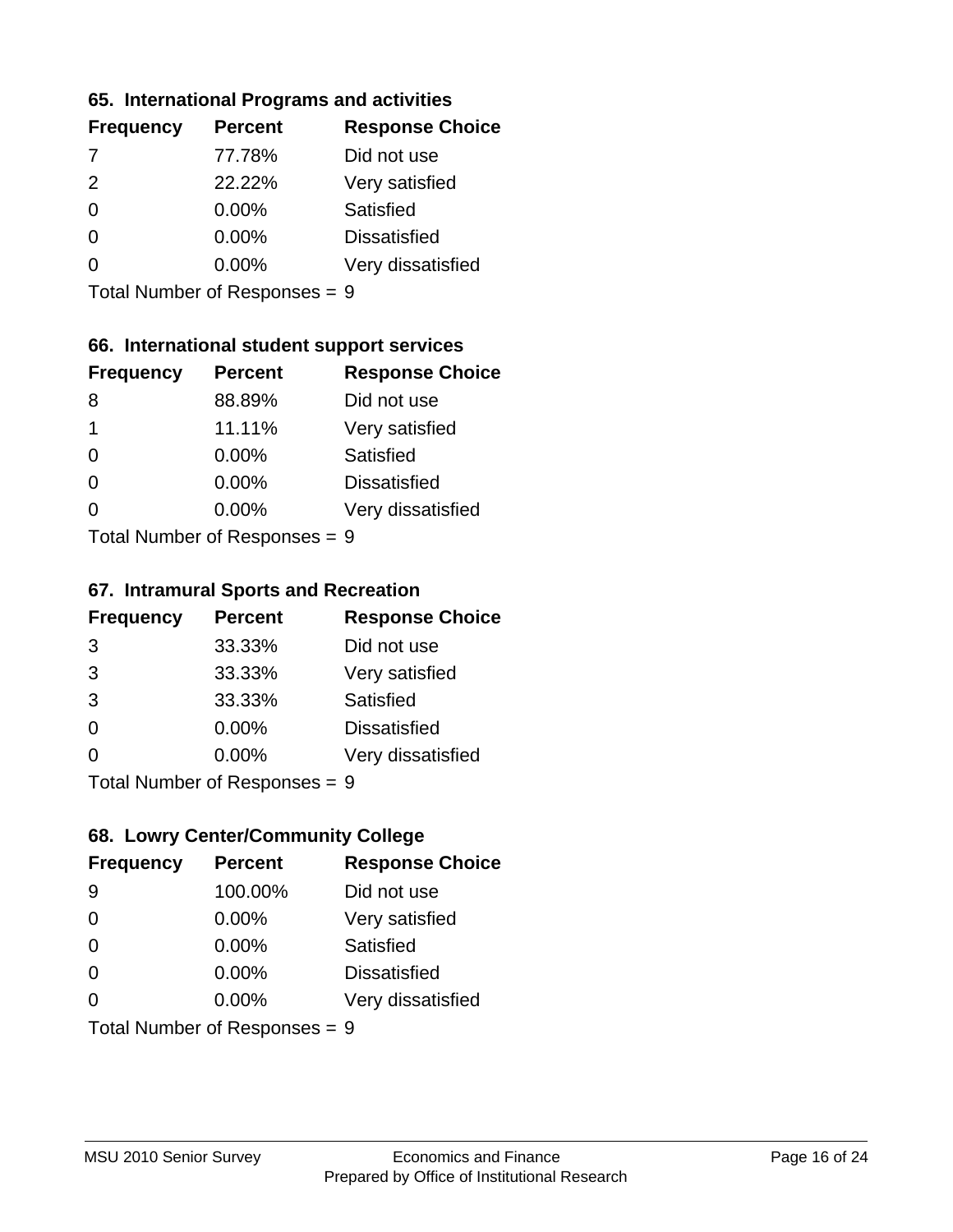### 65. International Programs and activities

| Frequency | Percent | Response Choice |
|---|---|---|
| 7 | 77.78% | Did not use |
| 2 | 22.22% | Very satisfied |
| 0 | 0.00% | Satisfied |
| 0 | 0.00% | Dissatisfied |
| 0 | 0.00% | Very dissatisfied |

Total Number of Responses = 9

### 66. International student support services

| Frequency | Percent | Response Choice |
|---|---|---|
| 8 | 88.89% | Did not use |
| 1 | 11.11% | Very satisfied |
| 0 | 0.00% | Satisfied |
| 0 | 0.00% | Dissatisfied |
| 0 | 0.00% | Very dissatisfied |

Total Number of Responses = 9

### 67. Intramural Sports and Recreation

| Frequency | Percent | Response Choice |
|---|---|---|
| 3 | 33.33% | Did not use |
| 3 | 33.33% | Very satisfied |
| 3 | 33.33% | Satisfied |
| 0 | 0.00% | Dissatisfied |
| 0 | 0.00% | Very dissatisfied |

Total Number of Responses = 9

### 68. Lowry Center/Community College

| Frequency | Percent | Response Choice |
|---|---|---|
| 9 | 100.00% | Did not use |
| 0 | 0.00% | Very satisfied |
| 0 | 0.00% | Satisfied |
| 0 | 0.00% | Dissatisfied |
| 0 | 0.00% | Very dissatisfied |

Total Number of Responses = 9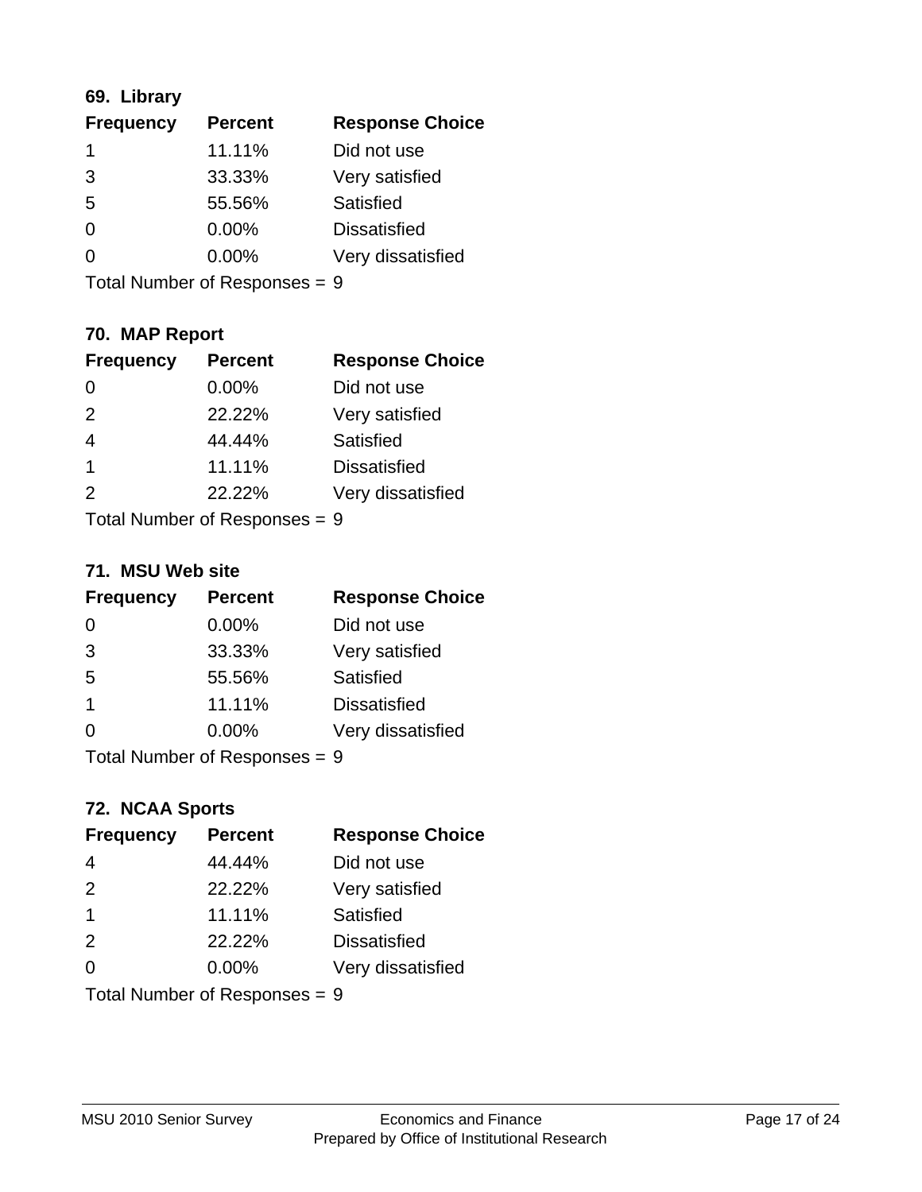### 69. Library

| Frequency | Percent | Response Choice |
|---|---|---|
| 1 | 11.11% | Did not use |
| 3 | 33.33% | Very satisfied |
| 5 | 55.56% | Satisfied |
| 0 | 0.00% | Dissatisfied |
| 0 | 0.00% | Very dissatisfied |

Total Number of Responses = 9

### 70. MAP Report

| Frequency | Percent | Response Choice |
|---|---|---|
| 0 | 0.00% | Did not use |
| 2 | 22.22% | Very satisfied |
| 4 | 44.44% | Satisfied |
| 1 | 11.11% | Dissatisfied |
| 2 | 22.22% | Very dissatisfied |

Total Number of Responses = 9

### 71. MSU Web site

| Frequency | Percent | Response Choice |
|---|---|---|
| 0 | 0.00% | Did not use |
| 3 | 33.33% | Very satisfied |
| 5 | 55.56% | Satisfied |
| 1 | 11.11% | Dissatisfied |
| 0 | 0.00% | Very dissatisfied |

Total Number of Responses = 9

### 72. NCAA Sports

| Frequency | Percent | Response Choice |
|---|---|---|
| 4 | 44.44% | Did not use |
| 2 | 22.22% | Very satisfied |
| 1 | 11.11% | Satisfied |
| 2 | 22.22% | Dissatisfied |
| 0 | 0.00% | Very dissatisfied |

Total Number of Responses = 9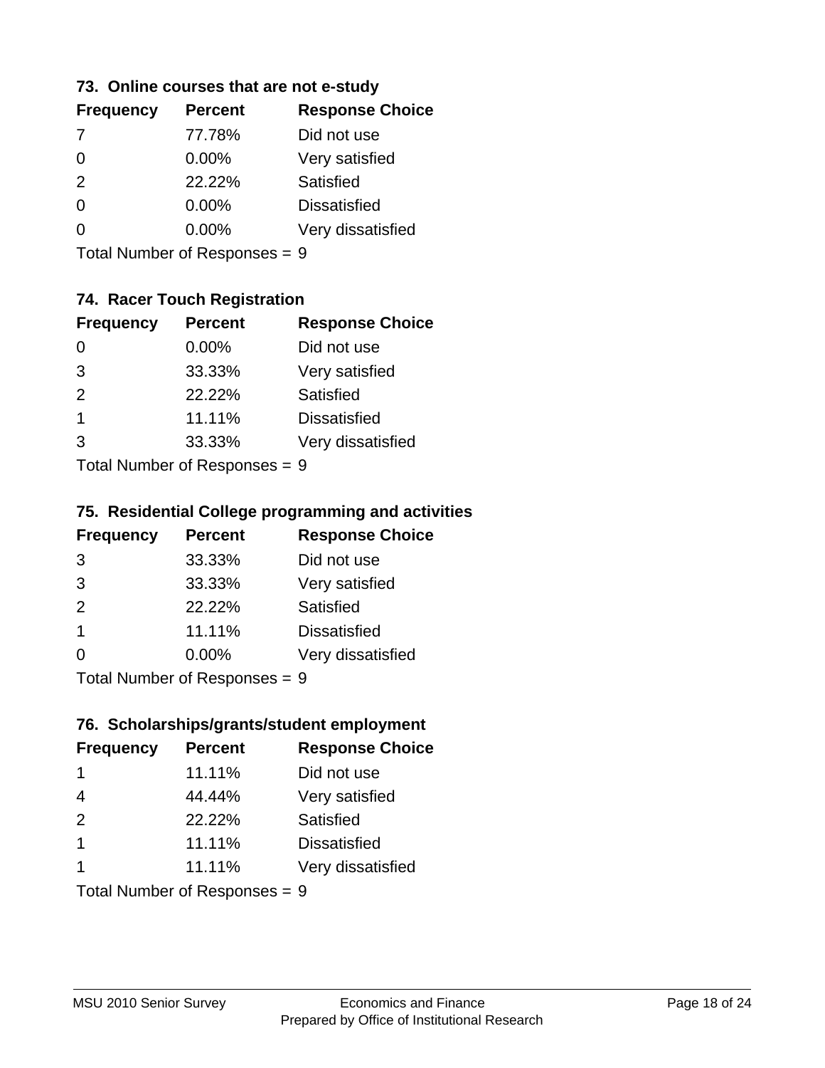### 73. Online courses that are not e-study

| Frequency | Percent | Response Choice |
|---|---|---|
| 7 | 77.78% | Did not use |
| 0 | 0.00% | Very satisfied |
| 2 | 22.22% | Satisfied |
| 0 | 0.00% | Dissatisfied |
| 0 | 0.00% | Very dissatisfied |

Total Number of Responses = 9

### 74. Racer Touch Registration

| Frequency | Percent | Response Choice |
|---|---|---|
| 0 | 0.00% | Did not use |
| 3 | 33.33% | Very satisfied |
| 2 | 22.22% | Satisfied |
| 1 | 11.11% | Dissatisfied |
| 3 | 33.33% | Very dissatisfied |

Total Number of Responses = 9

### 75. Residential College programming and activities

| Frequency | Percent | Response Choice |
|---|---|---|
| 3 | 33.33% | Did not use |
| 3 | 33.33% | Very satisfied |
| 2 | 22.22% | Satisfied |
| 1 | 11.11% | Dissatisfied |
| 0 | 0.00% | Very dissatisfied |

Total Number of Responses = 9

### 76. Scholarships/grants/student employment

| Frequency | Percent | Response Choice |
|---|---|---|
| 1 | 11.11% | Did not use |
| 4 | 44.44% | Very satisfied |
| 2 | 22.22% | Satisfied |
| 1 | 11.11% | Dissatisfied |
| 1 | 11.11% | Very dissatisfied |

Total Number of Responses = 9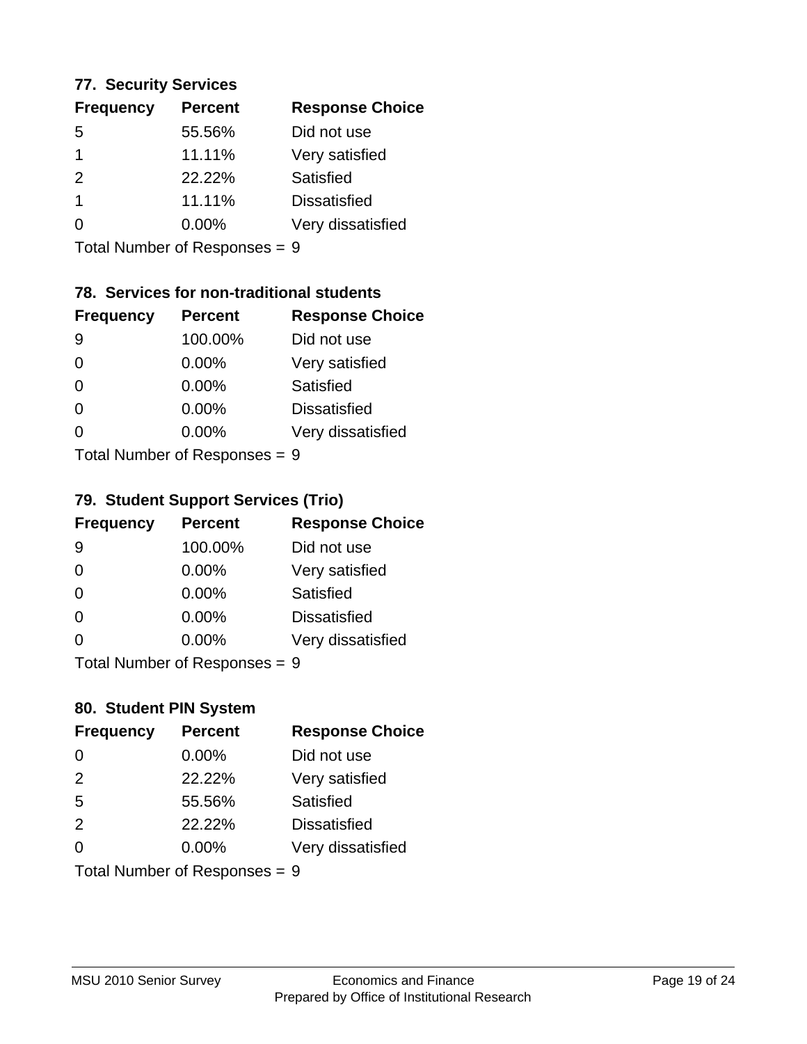### 77. Security Services

| Frequency | Percent | Response Choice |
|---|---|---|
| 5 | 55.56% | Did not use |
| 1 | 11.11% | Very satisfied |
| 2 | 22.22% | Satisfied |
| 1 | 11.11% | Dissatisfied |
| 0 | 0.00% | Very dissatisfied |

Total Number of Responses = 9

### 78. Services for non-traditional students

| Frequency | Percent | Response Choice |
|---|---|---|
| 9 | 100.00% | Did not use |
| 0 | 0.00% | Very satisfied |
| 0 | 0.00% | Satisfied |
| 0 | 0.00% | Dissatisfied |
| 0 | 0.00% | Very dissatisfied |

Total Number of Responses = 9

### 79. Student Support Services (Trio)

| Frequency | Percent | Response Choice |
|---|---|---|
| 9 | 100.00% | Did not use |
| 0 | 0.00% | Very satisfied |
| 0 | 0.00% | Satisfied |
| 0 | 0.00% | Dissatisfied |
| 0 | 0.00% | Very dissatisfied |

Total Number of Responses = 9

### 80. Student PIN System

| Frequency | Percent | Response Choice |
|---|---|---|
| 0 | 0.00% | Did not use |
| 2 | 22.22% | Very satisfied |
| 5 | 55.56% | Satisfied |
| 2 | 22.22% | Dissatisfied |
| 0 | 0.00% | Very dissatisfied |

Total Number of Responses = 9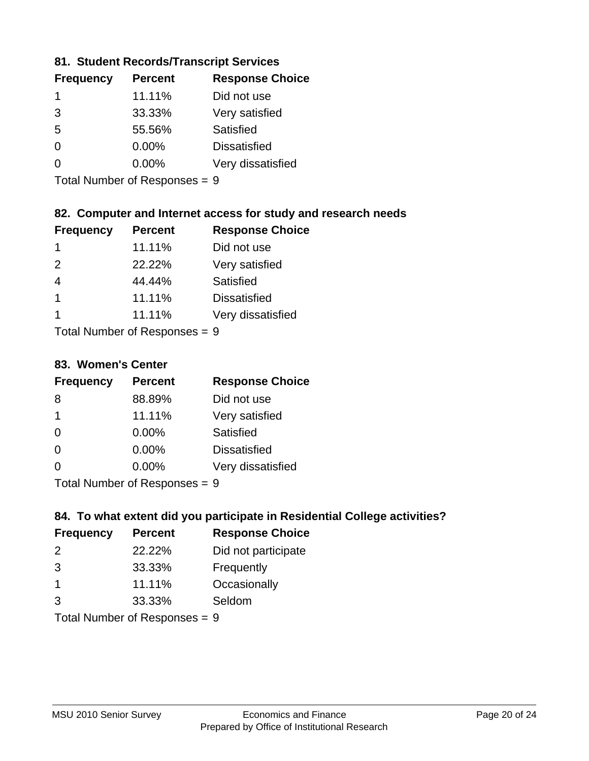### 81. Student Records/Transcript Services

| Frequency | Percent | Response Choice |
| --- | --- | --- |
| 1 | 11.11% | Did not use |
| 3 | 33.33% | Very satisfied |
| 5 | 55.56% | Satisfied |
| 0 | 0.00% | Dissatisfied |
| 0 | 0.00% | Very dissatisfied |

Total Number of Responses = 9

### 82. Computer and Internet access for study and research needs

| Frequency | Percent | Response Choice |
| --- | --- | --- |
| 1 | 11.11% | Did not use |
| 2 | 22.22% | Very satisfied |
| 4 | 44.44% | Satisfied |
| 1 | 11.11% | Dissatisfied |
| 1 | 11.11% | Very dissatisfied |

Total Number of Responses = 9

### 83. Women's Center

| Frequency | Percent | Response Choice |
| --- | --- | --- |
| 8 | 88.89% | Did not use |
| 1 | 11.11% | Very satisfied |
| 0 | 0.00% | Satisfied |
| 0 | 0.00% | Dissatisfied |
| 0 | 0.00% | Very dissatisfied |

Total Number of Responses = 9

### 84. To what extent did you participate in Residential College activities?

| Frequency | Percent | Response Choice |
| --- | --- | --- |
| 2 | 22.22% | Did not participate |
| 3 | 33.33% | Frequently |
| 1 | 11.11% | Occasionally |
| 3 | 33.33% | Seldom |

Total Number of Responses = 9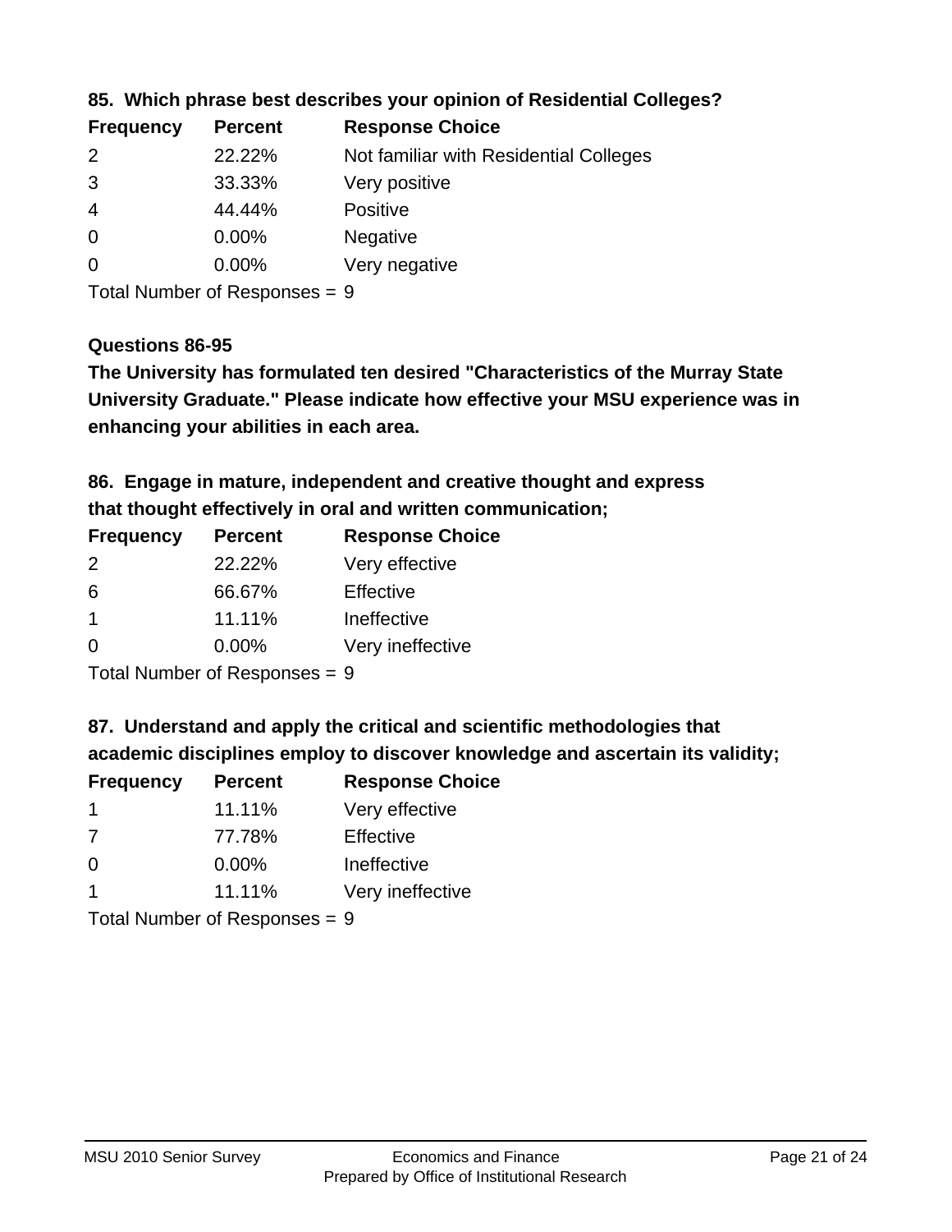### 85. Which phrase best describes your opinion of Residential Colleges?

| Frequency | Percent | Response Choice |
|---|---|---|
| 2 | 22.22% | Not familiar with Residential Colleges |
| 3 | 33.33% | Very positive |
| 4 | 44.44% | Positive |
| 0 | 0.00% | Negative |
| 0 | 0.00% | Very negative |

Total Number of Responses = 9

### Questions 86-95

**The University has formulated ten desired "Characteristics of the Murray State University Graduate." Please indicate how effective your MSU experience was in enhancing your abilities in each area.**

### 86. Engage in mature, independent and creative thought and express that thought effectively in oral and written communication;

| Frequency | Percent | Response Choice |
|---|---|---|
| 2 | 22.22% | Very effective |
| 6 | 66.67% | Effective |
| 1 | 11.11% | Ineffective |
| 0 | 0.00% | Very ineffective |

Total Number of Responses = 9

### 87. Understand and apply the critical and scientific methodologies that academic disciplines employ to discover knowledge and ascertain its validity;

| Frequency | Percent | Response Choice |
|---|---|---|
| 1 | 11.11% | Very effective |
| 7 | 77.78% | Effective |
| 0 | 0.00% | Ineffective |
| 1 | 11.11% | Very ineffective |

Total Number of Responses = 9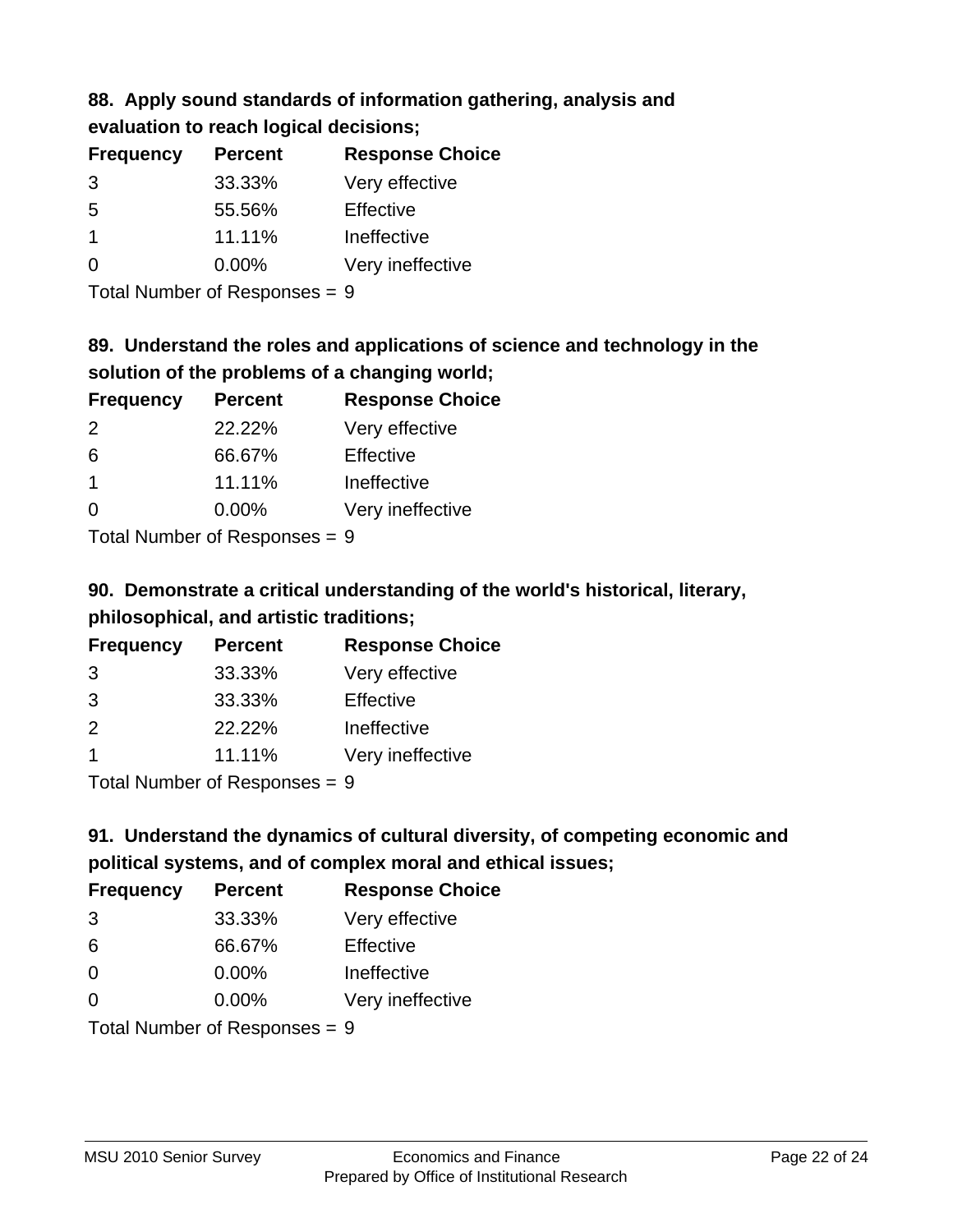### 88. Apply sound standards of information gathering, analysis and evaluation to reach logical decisions;

| Frequency | Percent | Response Choice |
|---|---|---|
| 3 | 33.33% | Very effective |
| 5 | 55.56% | Effective |
| 1 | 11.11% | Ineffective |
| 0 | 0.00% | Very ineffective |

Total Number of Responses = 9

### 89. Understand the roles and applications of science and technology in the solution of the problems of a changing world;

| Frequency | Percent | Response Choice |
|---|---|---|
| 2 | 22.22% | Very effective |
| 6 | 66.67% | Effective |
| 1 | 11.11% | Ineffective |
| 0 | 0.00% | Very ineffective |

Total Number of Responses = 9

### 90. Demonstrate a critical understanding of the world's historical, literary, philosophical, and artistic traditions;

| Frequency | Percent | Response Choice |
|---|---|---|
| 3 | 33.33% | Very effective |
| 3 | 33.33% | Effective |
| 2 | 22.22% | Ineffective |
| 1 | 11.11% | Very ineffective |

Total Number of Responses = 9

### 91. Understand the dynamics of cultural diversity, of competing economic and political systems, and of complex moral and ethical issues;

| Frequency | Percent | Response Choice |
|---|---|---|
| 3 | 33.33% | Very effective |
| 6 | 66.67% | Effective |
| 0 | 0.00% | Ineffective |
| 0 | 0.00% | Very ineffective |

Total Number of Responses = 9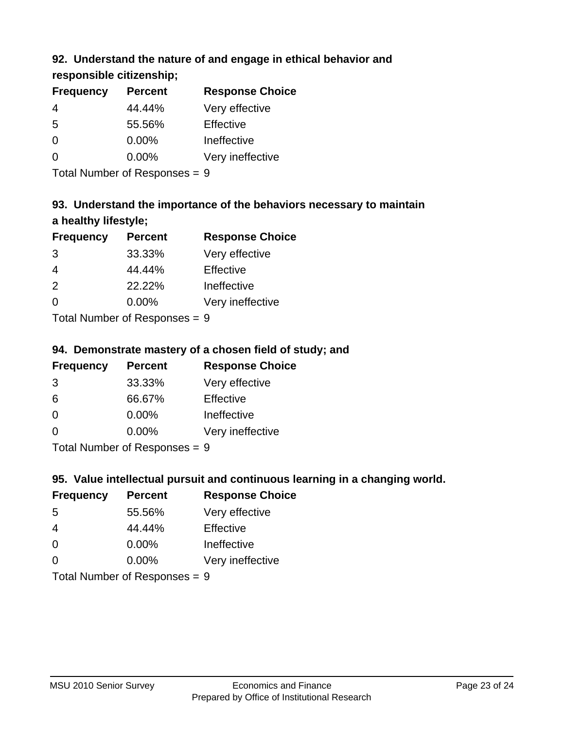### 92. Understand the nature of and engage in ethical behavior and responsible citizenship;

| Frequency | Percent | Response Choice |
|---|---|---|
| 4 | 44.44% | Very effective |
| 5 | 55.56% | Effective |
| 0 | 0.00% | Ineffective |
| 0 | 0.00% | Very ineffective |

Total Number of Responses = 9

### 93. Understand the importance of the behaviors necessary to maintain a healthy lifestyle;

| Frequency | Percent | Response Choice |
|---|---|---|
| 3 | 33.33% | Very effective |
| 4 | 44.44% | Effective |
| 2 | 22.22% | Ineffective |
| 0 | 0.00% | Very ineffective |

Total Number of Responses = 9

### 94. Demonstrate mastery of a chosen field of study; and

| Frequency | Percent | Response Choice |
|---|---|---|
| 3 | 33.33% | Very effective |
| 6 | 66.67% | Effective |
| 0 | 0.00% | Ineffective |
| 0 | 0.00% | Very ineffective |

Total Number of Responses = 9

### 95. Value intellectual pursuit and continuous learning in a changing world.

| Frequency | Percent | Response Choice |
|---|---|---|
| 5 | 55.56% | Very effective |
| 4 | 44.44% | Effective |
| 0 | 0.00% | Ineffective |
| 0 | 0.00% | Very ineffective |

Total Number of Responses = 9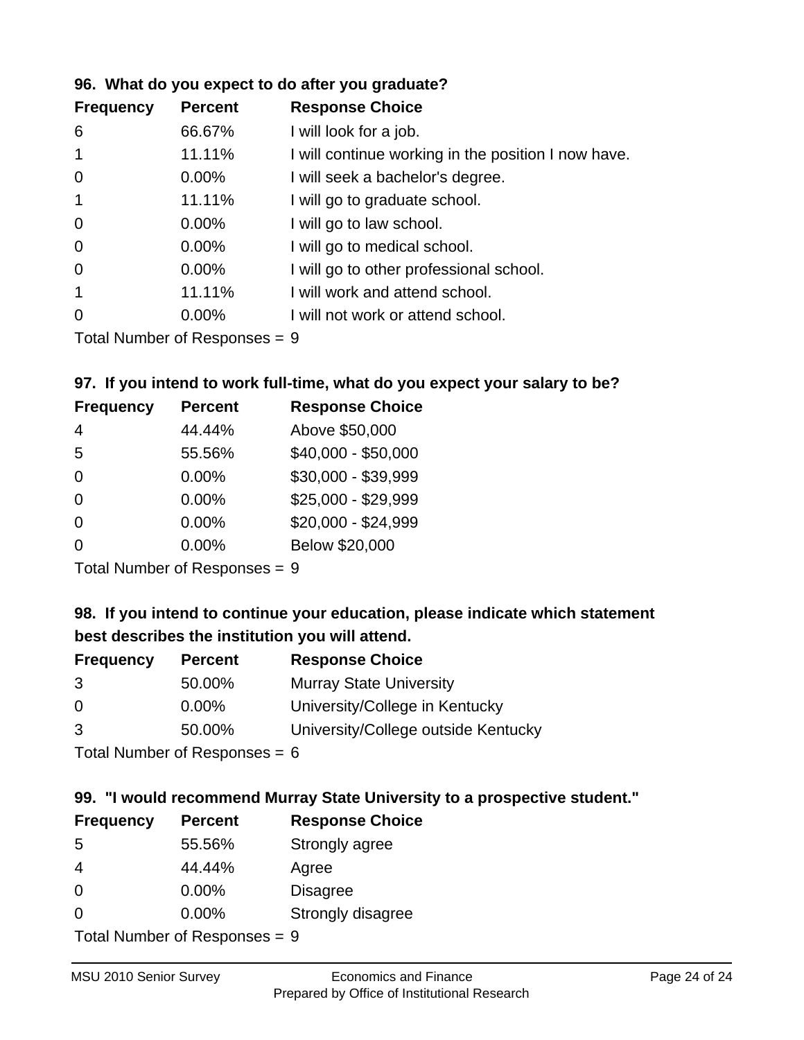### 96. What do you expect to do after you graduate?

| Frequency | Percent | Response Choice |
| --- | --- | --- |
| 6 | 66.67% | I will look for a job. |
| 1 | 11.11% | I will continue working in the position I now have. |
| 0 | 0.00% | I will seek a bachelor's degree. |
| 1 | 11.11% | I will go to graduate school. |
| 0 | 0.00% | I will go to law school. |
| 0 | 0.00% | I will go to medical school. |
| 0 | 0.00% | I will go to other professional school. |
| 1 | 11.11% | I will work and attend school. |
| 0 | 0.00% | I will not work or attend school. |

Total Number of Responses = 9

### 97. If you intend to work full-time, what do you expect your salary to be?

| Frequency | Percent | Response Choice |
| --- | --- | --- |
| 4 | 44.44% | Above $50,000 |
| 5 | 55.56% | $40,000 - $50,000 |
| 0 | 0.00% | $30,000 - $39,999 |
| 0 | 0.00% | $25,000 - $29,999 |
| 0 | 0.00% | $20,000 - $24,999 |
| 0 | 0.00% | Below $20,000 |

Total Number of Responses = 9

### 98. If you intend to continue your education, please indicate which statement best describes the institution you will attend.

| Frequency | Percent | Response Choice |
| --- | --- | --- |
| 3 | 50.00% | Murray State University |
| 0 | 0.00% | University/College in Kentucky |
| 3 | 50.00% | University/College outside Kentucky |

Total Number of Responses = 6

### 99. "I would recommend Murray State University to a prospective student."

| Frequency | Percent | Response Choice |
| --- | --- | --- |
| 5 | 55.56% | Strongly agree |
| 4 | 44.44% | Agree |
| 0 | 0.00% | Disagree |
| 0 | 0.00% | Strongly disagree |

Total Number of Responses = 9